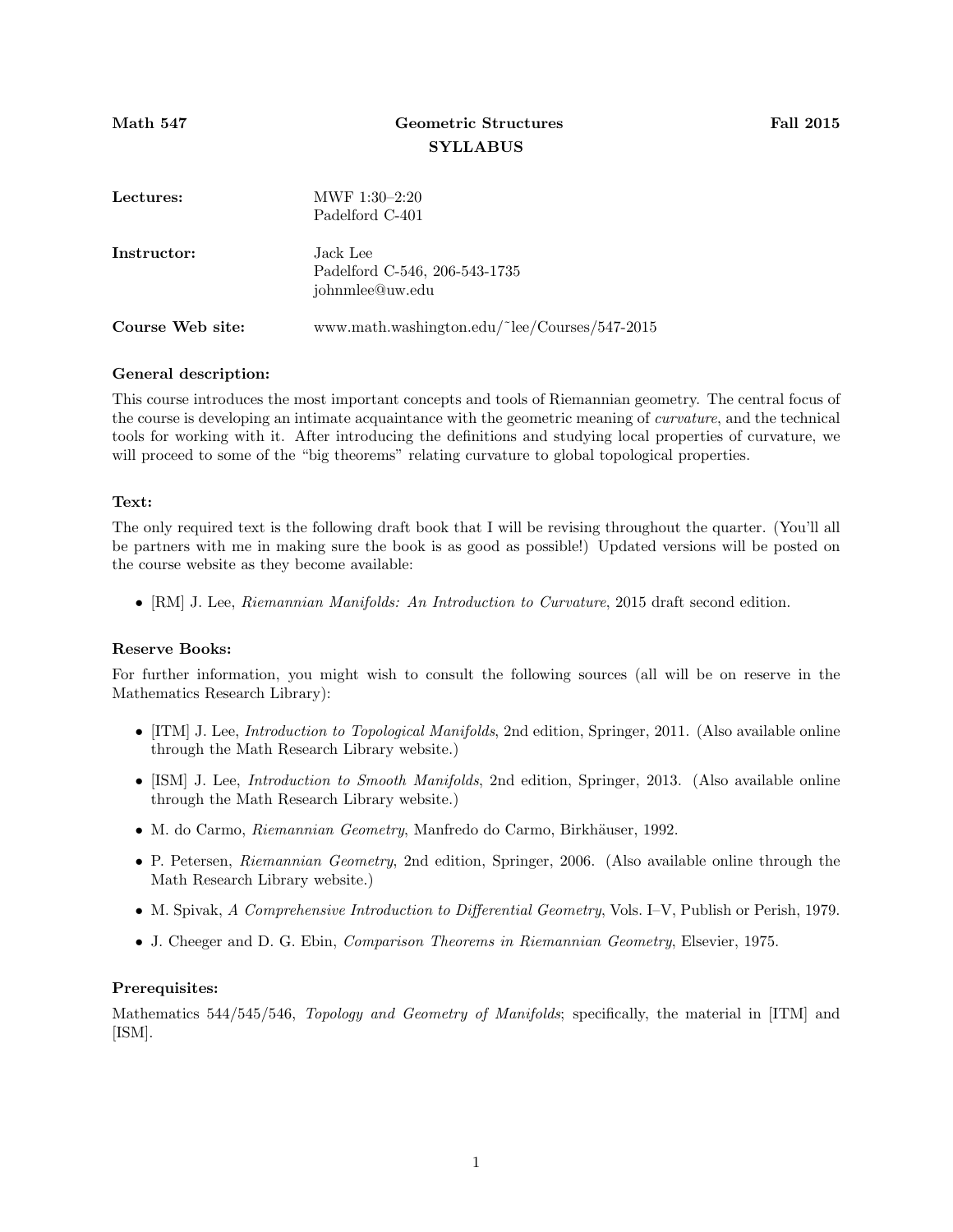**Math 547** | **Geometric Structures** | **Fall 2015**

# SYLLABUS

**Lectures:** MWF 1:30–2:20
Padelford C-401

**Instructor:** Jack Lee
Padelford C-546, 206-543-1735
johnmlee@uw.edu

**Course Web site:** www.math.washington.edu/~lee/Courses/547-2015

### General description:

This course introduces the most important concepts and tools of Riemannian geometry. The central focus of the course is developing an intimate acquaintance with the geometric meaning of *curvature*, and the technical tools for working with it. After introducing the definitions and studying local properties of curvature, we will proceed to some of the "big theorems" relating curvature to global topological properties.

### Text:

The only required text is the following draft book that I will be revising throughout the quarter. (You'll all be partners with me in making sure the book is as good as possible!) Updated versions will be posted on the course website as they become available:

- [RM] J. Lee, *Riemannian Manifolds: An Introduction to Curvature*, 2015 draft second edition.

### Reserve Books:

For further information, you might wish to consult the following sources (all will be on reserve in the Mathematics Research Library):

- [ITM] J. Lee, *Introduction to Topological Manifolds*, 2nd edition, Springer, 2011. (Also available online through the Math Research Library website.)
- [ISM] J. Lee, *Introduction to Smooth Manifolds*, 2nd edition, Springer, 2013. (Also available online through the Math Research Library website.)
- M. do Carmo, *Riemannian Geometry*, Manfredo do Carmo, Birkhäuser, 1992.
- P. Petersen, *Riemannian Geometry*, 2nd edition, Springer, 2006. (Also available online through the Math Research Library website.)
- M. Spivak, *A Comprehensive Introduction to Differential Geometry*, Vols. I–V, Publish or Perish, 1979.
- J. Cheeger and D. G. Ebin, *Comparison Theorems in Riemannian Geometry*, Elsevier, 1975.

### Prerequisites:

Mathematics 544/545/546, *Topology and Geometry of Manifolds*; specifically, the material in [ITM] and [ISM].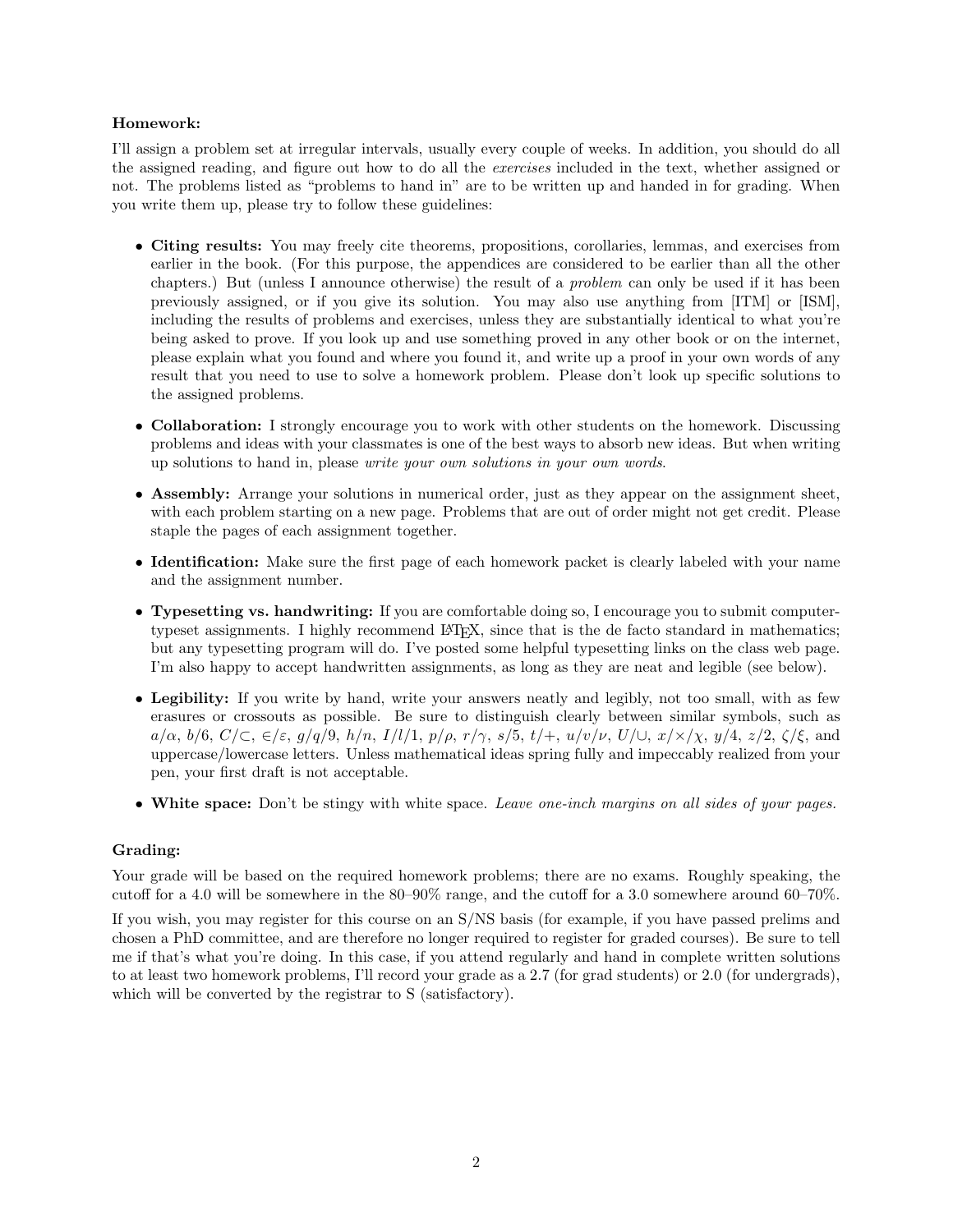**Homework:**

I'll assign a problem set at irregular intervals, usually every couple of weeks. In addition, you should do all the assigned reading, and figure out how to do all the *exercises* included in the text, whether assigned or not. The problems listed as "problems to hand in" are to be written up and handed in for grading. When you write them up, please try to follow these guidelines:

- **Citing results:** You may freely cite theorems, propositions, corollaries, lemmas, and exercises from earlier in the book. (For this purpose, the appendices are considered to be earlier than all the other chapters.) But (unless I announce otherwise) the result of a *problem* can only be used if it has been previously assigned, or if you give its solution. You may also use anything from [ITM] or [ISM], including the results of problems and exercises, unless they are substantially identical to what you're being asked to prove. If you look up and use something proved in any other book or on the internet, please explain what you found and where you found it, and write up a proof in your own words of any result that you need to use to solve a homework problem. Please don't look up specific solutions to the assigned problems.
- **Collaboration:** I strongly encourage you to work with other students on the homework. Discussing problems and ideas with your classmates is one of the best ways to absorb new ideas. But when writing up solutions to hand in, please *write your own solutions in your own words.*
- **Assembly:** Arrange your solutions in numerical order, just as they appear on the assignment sheet, with each problem starting on a new page. Problems that are out of order might not get credit. Please staple the pages of each assignment together.
- **Identification:** Make sure the first page of each homework packet is clearly labeled with your name and the assignment number.
- **Typesetting vs. handwriting:** If you are comfortable doing so, I encourage you to submit computer-typeset assignments. I highly recommend LaTeX, since that is the de facto standard in mathematics; but any typesetting program will do. I've posted some helpful typesetting links on the class web page. I'm also happy to accept handwritten assignments, as long as they are neat and legible (see below).
- **Legibility:** If you write by hand, write your answers neatly and legibly, not too small, with as few erasures or crossouts as possible. Be sure to distinguish clearly between similar symbols, such as $a/\alpha$, $b/6$, $C/\subset$, $\in/\varepsilon$, $g/q/9$, $h/n$, $I/l/1$, $p/\rho$, $r/\gamma$, $s/5$, $t/+$, $u/v/\nu$, $U/\cup$, $x/\times/\chi$, $y/4$, $z/2$, $\zeta/\xi$, and uppercase/lowercase letters. Unless mathematical ideas spring fully and impeccably realized from your pen, your first draft is not acceptable.
- **White space:** Don't be stingy with white space. *Leave one-inch margins on all sides of your pages.*

**Grading:**

Your grade will be based on the required homework problems; there are no exams. Roughly speaking, the cutoff for a 4.0 will be somewhere in the 80–90% range, and the cutoff for a 3.0 somewhere around 60–70%.

If you wish, you may register for this course on an S/NS basis (for example, if you have passed prelims and chosen a PhD committee, and are therefore no longer required to register for graded courses). Be sure to tell me if that's what you're doing. In this case, if you attend regularly and hand in complete written solutions to at least two homework problems, I'll record your grade as a 2.7 (for grad students) or 2.0 (for undergrads), which will be converted by the registrar to S (satisfactory).